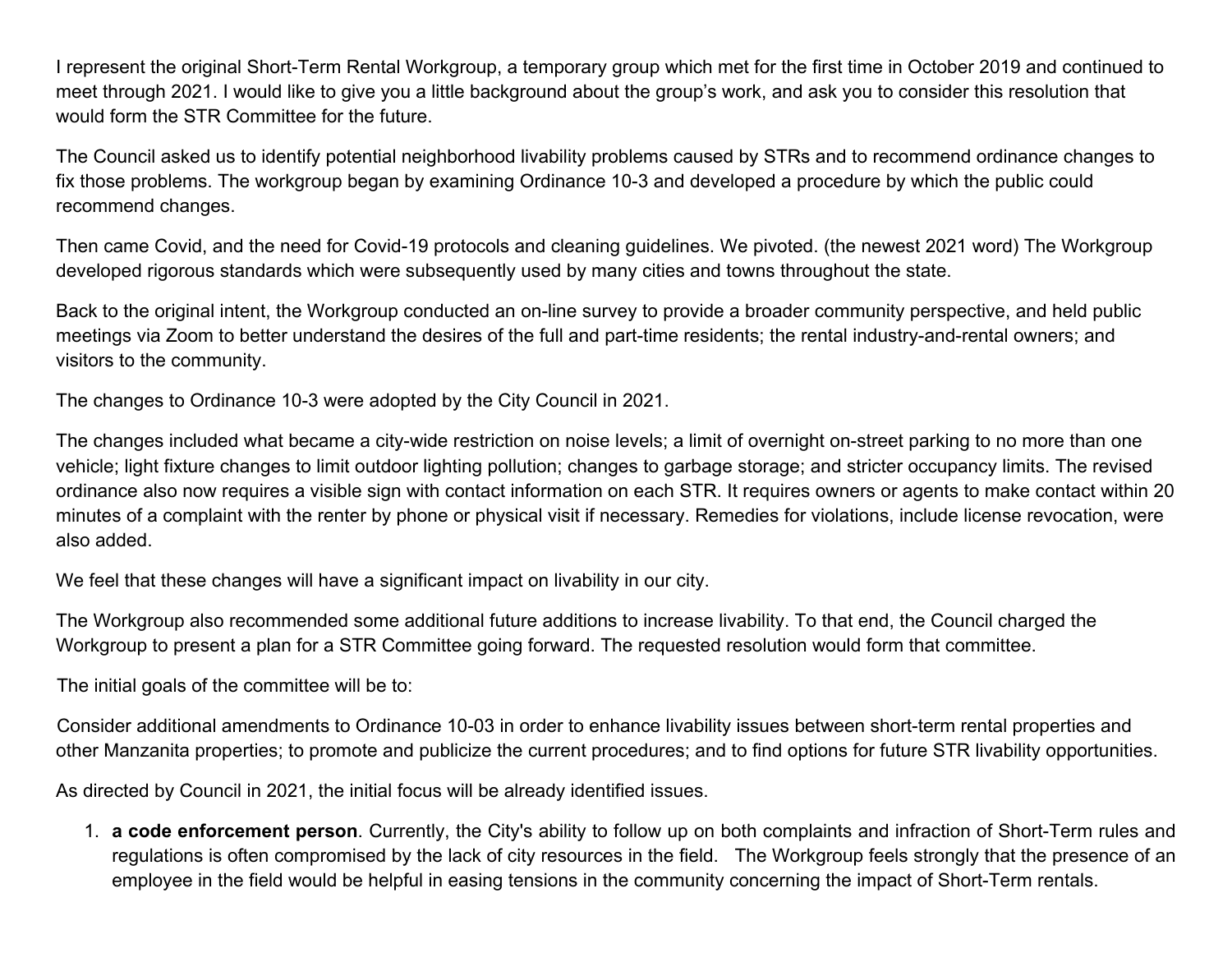I represent the original Short-Term Rental Workgroup, a temporary group which met for the first time in October 2019 and continued to meet through 2021. I would like to give you a little background about the group's work, and ask you to consider this resolution that would form the STR Committee for the future.

The Council asked us to identify potential neighborhood livability problems caused by STRs and to recommend ordinance changes to fix those problems. The workgroup began by examining Ordinance 10-3 and developed a procedure by which the public could recommend changes.

Then came Covid, and the need for Covid-19 protocols and cleaning guidelines. We pivoted. (the newest 2021 word) The Workgroup developed rigorous standards which were subsequently used by many cities and towns throughout the state.

Back to the original intent, the Workgroup conducted an on-line survey to provide a broader community perspective, and held public meetings via Zoom to better understand the desires of the full and part-time residents; the rental industry-and-rental owners; and visitors to the community.

The changes to Ordinance 10-3 were adopted by the City Council in 2021.

The changes included what became a city-wide restriction on noise levels; a limit of overnight on-street parking to no more than one vehicle; light fixture changes to limit outdoor lighting pollution; changes to garbage storage; and stricter occupancy limits. The revised ordinance also now requires a visible sign with contact information on each STR. It requires owners or agents to make contact within 20 minutes of a complaint with the renter by phone or physical visit if necessary. Remedies for violations, include license revocation, were also added.

We feel that these changes will have a significant impact on livability in our city.

The Workgroup also recommended some additional future additions to increase livability. To that end, the Council charged the Workgroup to present a plan for a STR Committee going forward. The requested resolution would form that committee.

The initial goals of the committee will be to:

Consider additional amendments to Ordinance 10-03 in order to enhance livability issues between short-term rental properties and other Manzanita properties; to promote and publicize the current procedures; and to find options for future STR livability opportunities.

As directed by Council in 2021, the initial focus will be already identified issues.

1. **a code enforcement person**. Currently, the City's ability to follow up on both complaints and infraction of Short-Term rules and regulations is often compromised by the lack of city resources in the field. The Workgroup feels strongly that the presence of an employee in the field would be helpful in easing tensions in the community concerning the impact of Short-Term rentals.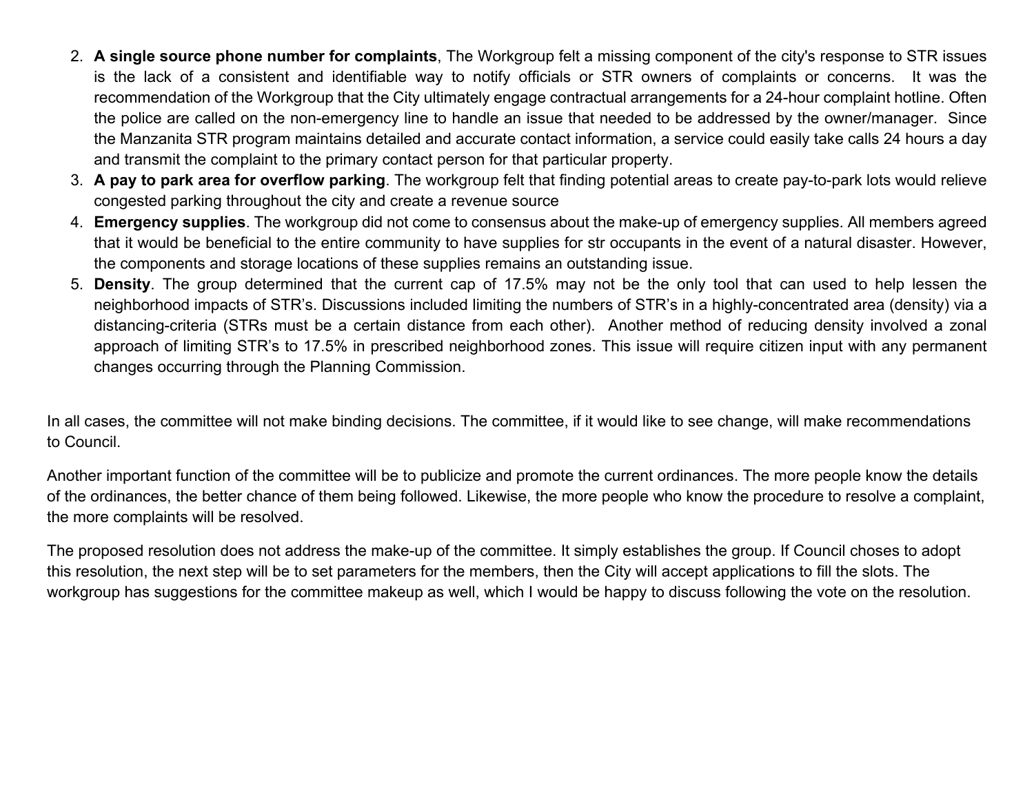2. **A single source phone number for complaints**, The Workgroup felt a missing component of the city's response to STR issues is the lack of a consistent and identifiable way to notify officials or STR owners of complaints or concerns.  It was the recommendation of the Workgroup that the City ultimately engage contractual arrangements for a 24-hour complaint hotline. Often the police are called on the non-emergency line to handle an issue that needed to be addressed by the owner/manager.  Since the Manzanita STR program maintains detailed and accurate contact information, a service could easily take calls 24 hours a day and transmit the complaint to the primary contact person for that particular property.
3. **A pay to park area for overflow parking**. The workgroup felt that finding potential areas to create pay-to-park lots would relieve congested parking throughout the city and create a revenue source
4. **Emergency supplies**. The workgroup did not come to consensus about the make-up of emergency supplies. All members agreed that it would be beneficial to the entire community to have supplies for str occupants in the event of a natural disaster. However, the components and storage locations of these supplies remains an outstanding issue.
5. **Density**. The group determined that the current cap of 17.5% may not be the only tool that can used to help lessen the neighborhood impacts of STR's. Discussions included limiting the numbers of STR's in a highly-concentrated area (density) via a distancing-criteria (STRs must be a certain distance from each other).  Another method of reducing density involved a zonal approach of limiting STR's to 17.5% in prescribed neighborhood zones. This issue will require citizen input with any permanent changes occurring through the Planning Commission.

In all cases, the committee will not make binding decisions. The committee, if it would like to see change, will make recommendations to Council.

Another important function of the committee will be to publicize and promote the current ordinances. The more people know the details of the ordinances, the better chance of them being followed. Likewise, the more people who know the procedure to resolve a complaint, the more complaints will be resolved.

The proposed resolution does not address the make-up of the committee. It simply establishes the group. If Council choses to adopt this resolution, the next step will be to set parameters for the members, then the City will accept applications to fill the slots. The workgroup has suggestions for the committee makeup as well, which I would be happy to discuss following the vote on the resolution.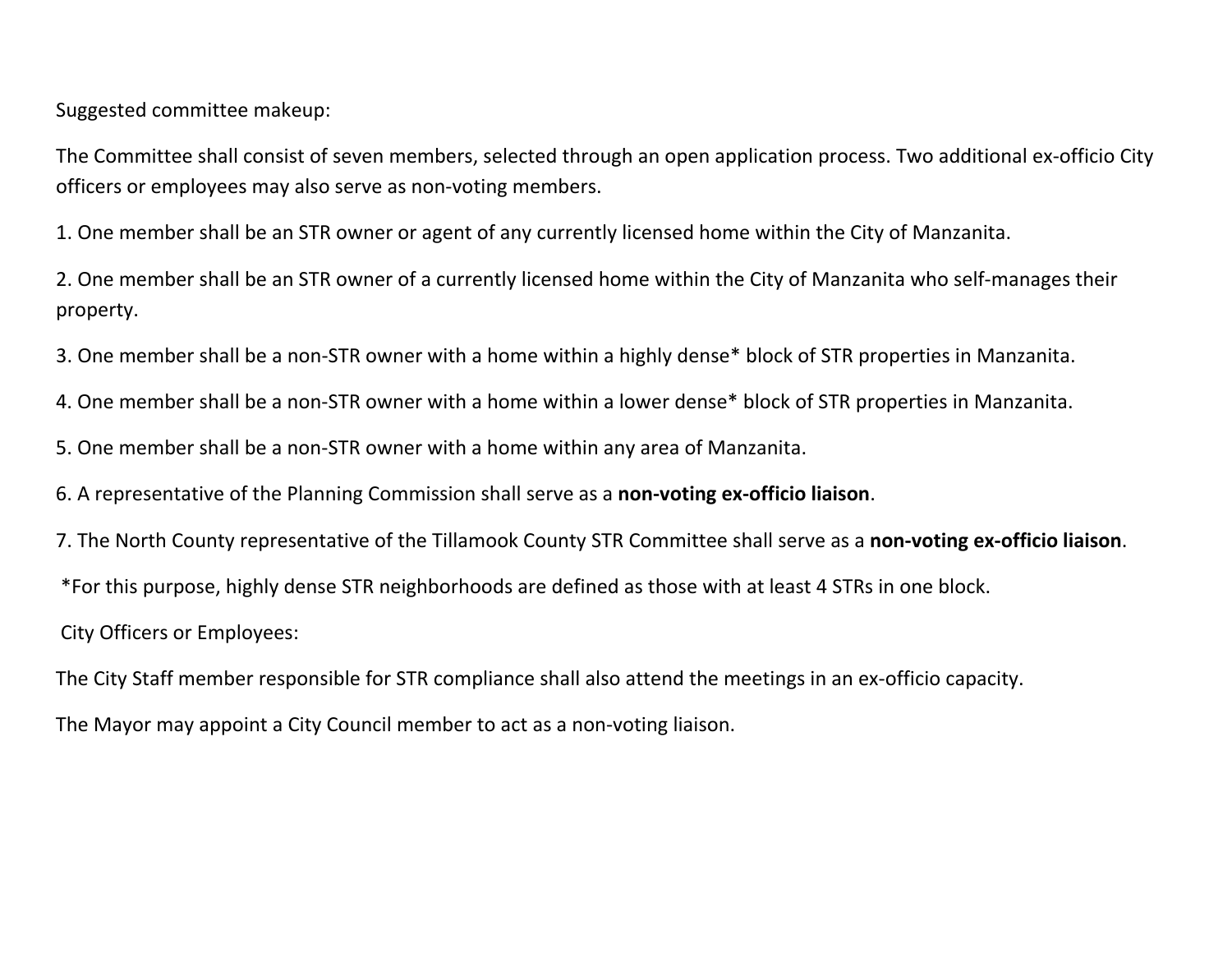Suggested committee makeup:

The Committee shall consist of seven members, selected through an open application process. Two additional ex-officio City officers or employees may also serve as non-voting members.

1. One member shall be an STR owner or agent of any currently licensed home within the City of Manzanita.

2. One member shall be an STR owner of a currently licensed home within the City of Manzanita who self-manages their property.

3. One member shall be a non-STR owner with a home within a highly dense* block of STR properties in Manzanita.

4. One member shall be a non-STR owner with a home within a lower dense* block of STR properties in Manzanita.

5. One member shall be a non-STR owner with a home within any area of Manzanita.

6. A representative of the Planning Commission shall serve as a **non-voting ex-officio liaison**.

7. The North County representative of the Tillamook County STR Committee shall serve as a **non-voting ex-officio liaison**.

*For this purpose, highly dense STR neighborhoods are defined as those with at least 4 STRs in one block.

City Officers or Employees:

The City Staff member responsible for STR compliance shall also attend the meetings in an ex-officio capacity.

The Mayor may appoint a City Council member to act as a non-voting liaison.